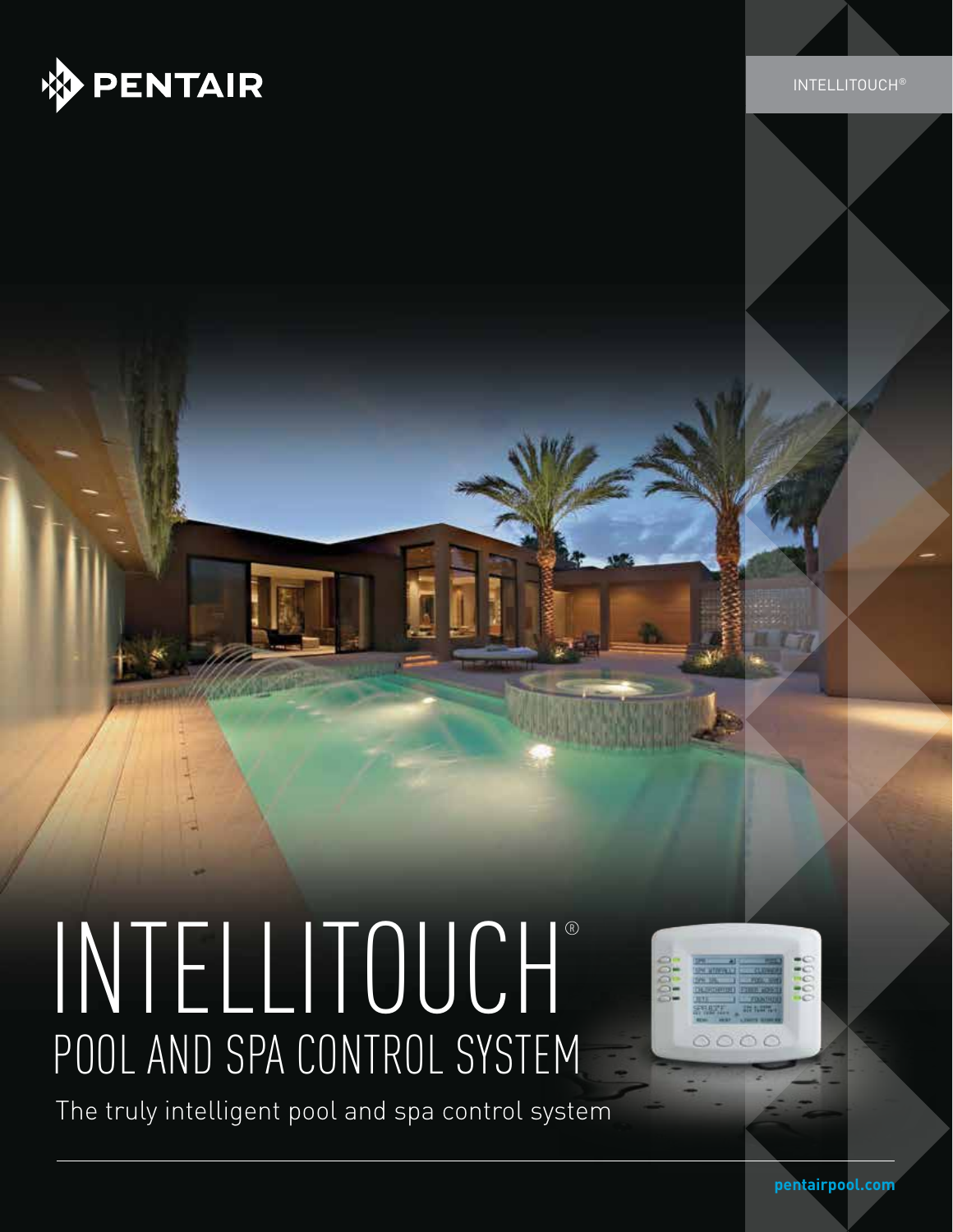PENTAIR

INTELLITOUCH®

# INTELLITOUCH®

## POOL AND SPA CONTROL SYSTEM

The truly intelligent pool and spa control system

pentairpool.com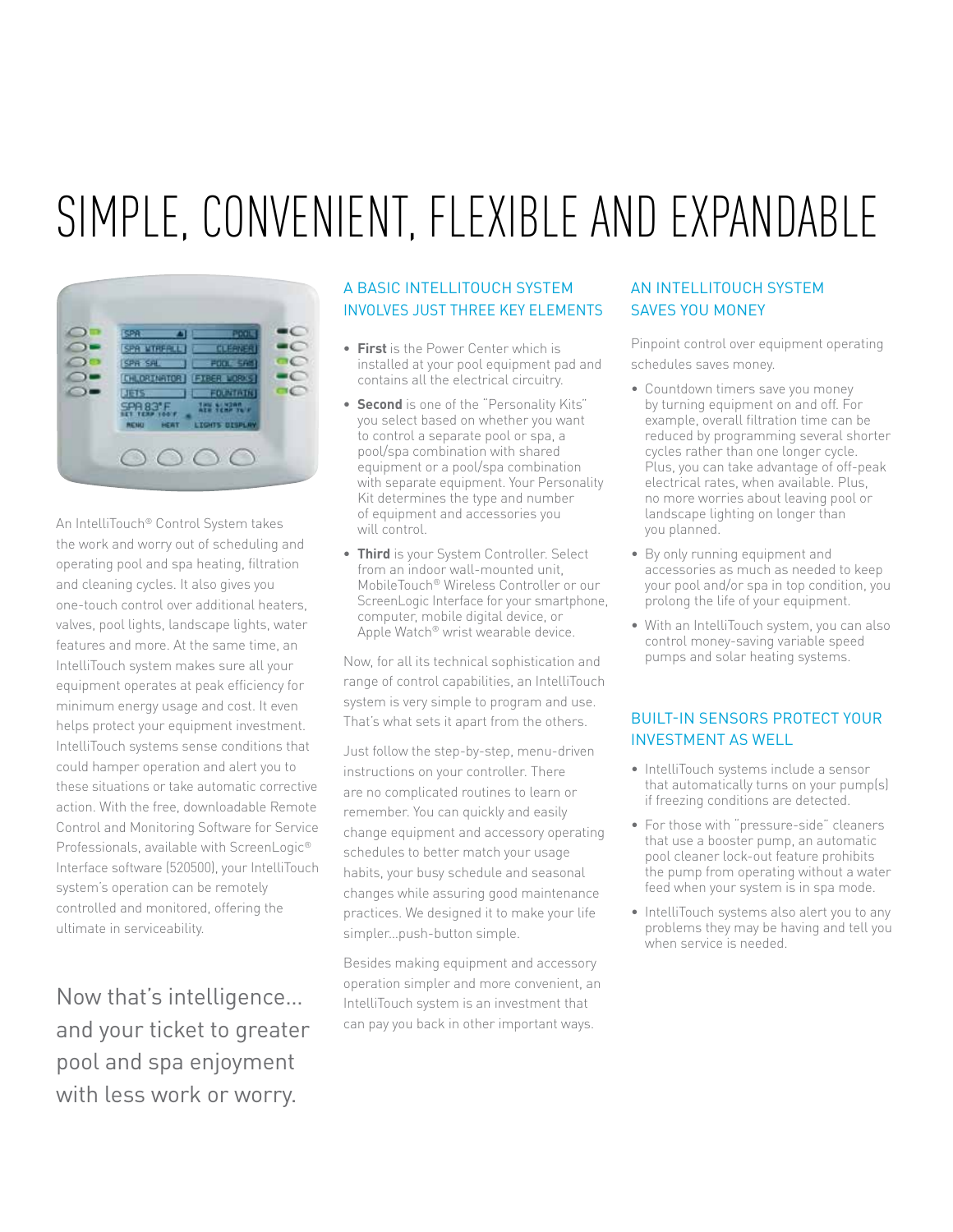# SIMPLE, CONVENIENT, FLEXIBLE AND EXPANDABLE

An IntelliTouch® Control System takes the work and worry out of scheduling and operating pool and spa heating, filtration and cleaning cycles. It also gives you one-touch control over additional heaters, valves, pool lights, landscape lights, water features and more. At the same time, an IntelliTouch system makes sure all your equipment operates at peak efficiency for minimum energy usage and cost. It even helps protect your equipment investment. IntelliTouch systems sense conditions that could hamper operation and alert you to these situations or take automatic corrective action. With the free, downloadable Remote Control and Monitoring Software for Service Professionals, available with ScreenLogic® Interface software (520500), your IntelliTouch system's operation can be remotely controlled and monitored, offering the ultimate in serviceability.

Now that's intelligence... and your ticket to greater pool and spa enjoyment with less work or worry.

## A BASIC INTELLITOUCH SYSTEM INVOLVES JUST THREE KEY ELEMENTS

- **First** is the Power Center which is installed at your pool equipment pad and contains all the electrical circuitry.
- **Second** is one of the "Personality Kits" you select based on whether you want to control a separate pool or spa, a pool/spa combination with shared equipment or a pool/spa combination with separate equipment. Your Personality Kit determines the type and number of equipment and accessories you will control.
- **Third** is your System Controller. Select from an indoor wall-mounted unit, MobileTouch® Wireless Controller or our ScreenLogic Interface for your smartphone, computer, mobile digital device, or Apple Watch® wrist wearable device.

Now, for all its technical sophistication and range of control capabilities, an IntelliTouch system is very simple to program and use. That's what sets it apart from the others.

Just follow the step-by-step, menu-driven instructions on your controller. There are no complicated routines to learn or remember. You can quickly and easily change equipment and accessory operating schedules to better match your usage habits, your busy schedule and seasonal changes while assuring good maintenance practices. We designed it to make your life simpler...push-button simple.

Besides making equipment and accessory operation simpler and more convenient, an IntelliTouch system is an investment that can pay you back in other important ways.

## AN INTELLITOUCH SYSTEM SAVES YOU MONEY

Pinpoint control over equipment operating schedules saves money.

- Countdown timers save you money by turning equipment on and off. For example, overall filtration time can be reduced by programming several shorter cycles rather than one longer cycle. Plus, you can take advantage of off-peak electrical rates, when available. Plus, no more worries about leaving pool or landscape lighting on longer than you planned.
- By only running equipment and accessories as much as needed to keep your pool and/or spa in top condition, you prolong the life of your equipment.
- With an IntelliTouch system, you can also control money-saving variable speed pumps and solar heating systems.

## BUILT-IN SENSORS PROTECT YOUR INVESTMENT AS WELL

- IntelliTouch systems include a sensor that automatically turns on your pump(s) if freezing conditions are detected.
- For those with "pressure-side" cleaners that use a booster pump, an automatic pool cleaner lock-out feature prohibits the pump from operating without a water feed when your system is in spa mode.
- IntelliTouch systems also alert you to any problems they may be having and tell you when service is needed.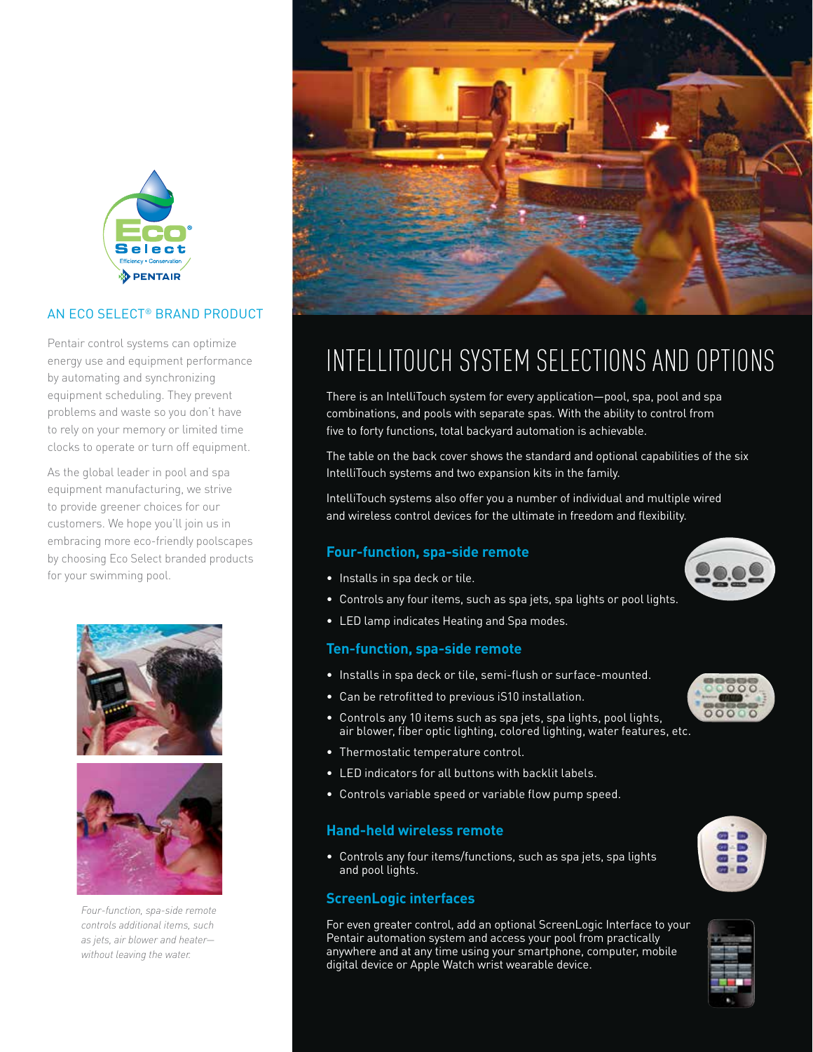AN ECO SELECT® BRAND PRODUCT

Pentair control systems can optimize energy use and equipment performance by automating and synchronizing equipment scheduling. They prevent problems and waste so you don't have to rely on your memory or limited time clocks to operate or turn off equipment.

As the global leader in pool and spa equipment manufacturing, we strive to provide greener choices for our customers. We hope you'll join us in embracing more eco-friendly poolscapes by choosing Eco Select branded products for your swimming pool.

*Four-function, spa-side remote controls additional items, such as jets, air blower and heater—without leaving the water.*

# INTELLITOUCH SYSTEM SELECTIONS AND OPTIONS

There is an IntelliTouch system for every application—pool, spa, pool and spa combinations, and pools with separate spas. With the ability to control from five to forty functions, total backyard automation is achievable.

The table on the back cover shows the standard and optional capabilities of the six IntelliTouch systems and two expansion kits in the family.

IntelliTouch systems also offer you a number of individual and multiple wired and wireless control devices for the ultimate in freedom and flexibility.

## Four-function, spa-side remote

- Installs in spa deck or tile.
- Controls any four items, such as spa jets, spa lights or pool lights.
- LED lamp indicates Heating and Spa modes.

## Ten-function, spa-side remote

- Installs in spa deck or tile, semi-flush or surface-mounted.
- Can be retrofitted to previous iS10 installation.
- Controls any 10 items such as spa jets, spa lights, pool lights, air blower, fiber optic lighting, colored lighting, water features, etc.
- Thermostatic temperature control.
- LED indicators for all buttons with backlit labels.
- Controls variable speed or variable flow pump speed.

## Hand-held wireless remote

- Controls any four items/functions, such as spa jets, spa lights and pool lights.

## ScreenLogic interfaces

For even greater control, add an optional ScreenLogic Interface to your Pentair automation system and access your pool from practically anywhere and at any time using your smartphone, computer, mobile digital device or Apple Watch wrist wearable device.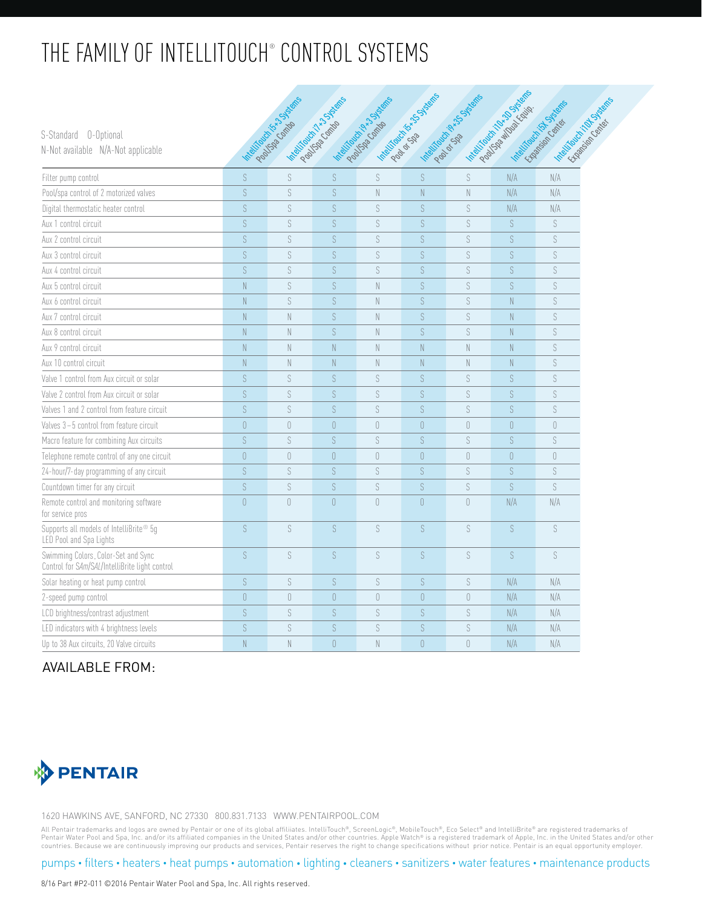# THE FAMILY OF INTELLITOUCH® CONTROL SYSTEMS

S-Standard O-Optional
N-Not available N/A-Not applicable

| | IntelliTouch i5+3 Systems Pool/Spa Combo | IntelliTouch i7+3 Systems Pool/Spa Combo | IntelliTouch i9+3 Systems Pool/Spa Combo | IntelliTouch i5+3S Systems Pool or Spa | IntelliTouch i9+3S Systems Pool or Spa | IntelliTouch i10+3D Systems Pool/Spa w/Dual Equip. | IntelliTouch i5X Systems Expansion Center | IntelliTouch i10X Systems Expansion Center |
|---|---|---|---|---|---|---|---|---|
| Filter pump control | S | S | S | S | S | S | N/A | N/A |
| Pool/spa control of 2 motorized valves | S | S | S | N | N | N | N/A | N/A |
| Digital thermostatic heater control | S | S | S | S | S | S | N/A | N/A |
| Aux 1 control circuit | S | S | S | S | S | S | S | S |
| Aux 2 control circuit | S | S | S | S | S | S | S | S |
| Aux 3 control circuit | S | S | S | S | S | S | S | S |
| Aux 4 control circuit | S | S | S | S | S | S | S | S |
| Aux 5 control circuit | N | S | S | N | S | S | S | S |
| Aux 6 control circuit | N | S | S | N | S | S | N | S |
| Aux 7 control circuit | N | N | S | N | S | S | N | S |
| Aux 8 control circuit | N | N | S | N | S | S | N | S |
| Aux 9 control circuit | N | N | N | N | N | N | N | S |
| Aux 10 control circuit | N | N | N | N | N | N | N | S |
| Valve 1 control from Aux circuit or solar | S | S | S | S | S | S | S | S |
| Valve 2 control from Aux circuit or solar | S | S | S | S | S | S | S | S |
| Valves 1 and 2 control from feature circuit | S | S | S | S | S | S | S | S |
| Valves 3 – 5 control from feature circuit | O | O | O | O | O | O | O | O |
| Macro feature for combining Aux circuits | S | S | S | S | S | S | S | S |
| Telephone remote control of any one circuit | O | O | O | O | O | O | O | O |
| 24-hour/7-day programming of any circuit | S | S | S | S | S | S | S | S |
| Countdown timer for any circuit | S | S | S | S | S | S | S | S |
| Remote control and monitoring software for service pros | O | O | O | O | O | O | N/A | N/A |
| Supports all models of IntelliBrite® 5g LED Pool and Spa Lights | S | S | S | S | S | S | S | S |
| Swimming Colors, Color-Set and Sync Control for *SAm*/*SAL*/IntelliBrite light control | S | S | S | S | S | S | S | S |
| Solar heating or heat pump control | S | S | S | S | S | S | N/A | N/A |
| 2-speed pump control | O | O | O | O | O | O | N/A | N/A |
| LCD brightness/contrast adjustment | S | S | S | S | S | S | N/A | N/A |
| LED indicators with 4 brightness levels | S | S | S | S | S | S | N/A | N/A |
| Up to 38 Aux circuits, 20 Valve circuits | N | N | O | N | O | O | N/A | N/A |

AVAILABLE FROM:

PENTAIR

1620 HAWKINS AVE, SANFORD, NC 27330 800.831.7133 WWW.PENTAIRPOOL.COM

All Pentair trademarks and logos are owned by Pentair or one of its global affiliates. IntelliTouch®, ScreenLogic®, MobileTouch®, Eco Select® and IntelliBrite® are registered trademarks of Pentair Water Pool and Spa, Inc. and/or its affiliated companies in the United States and/or other countries. Apple Watch® is a registered trademark of Apple, Inc. in the United States and/or other countries. Because we are continuously improving our products and services, Pentair reserves the right to change specifications without prior notice. Pentair is an equal opportunity employer.

pumps • filters • heaters • heat pumps • automation • lighting • cleaners • sanitizers • water features • maintenance products

8/16 Part #P2-011 ©2016 Pentair Water Pool and Spa, Inc. All rights reserved.